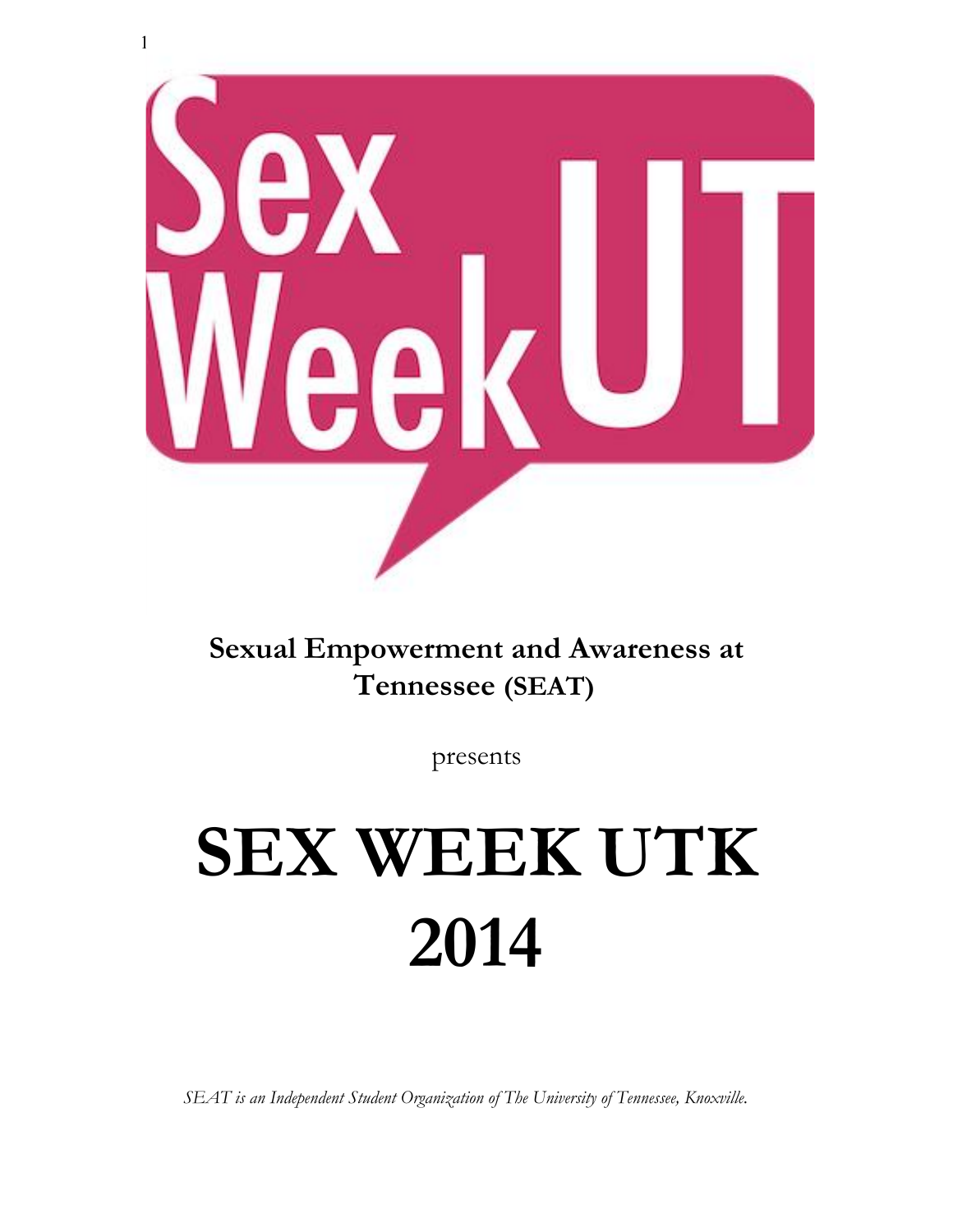Sex Week UT

**Sexual Empowerment and Awareness at Tennessee (SEAT)**

presents

# SEX WEEK UTK 2014

*SEAT is an Independent Student Organization of The University of Tennessee, Knoxville.*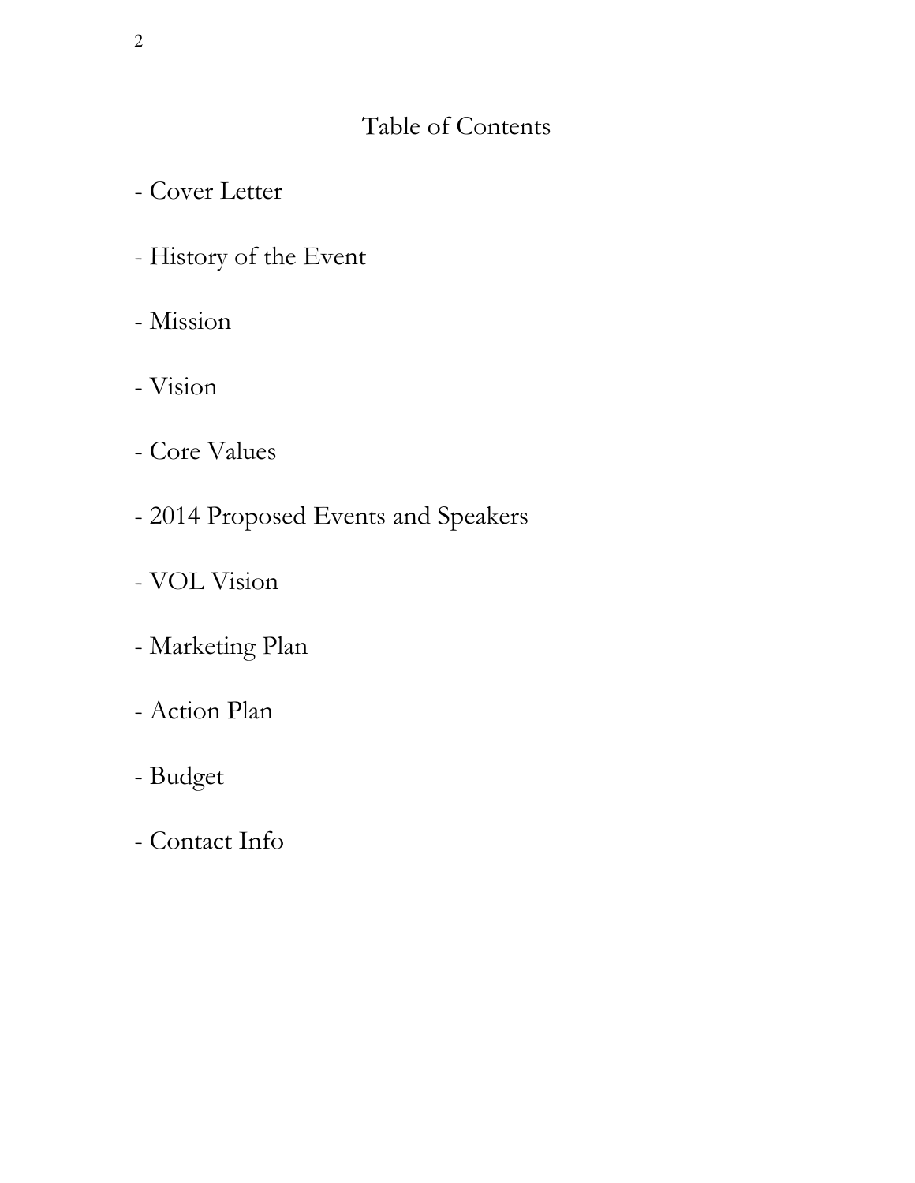# Table of Contents

- Cover Letter
- History of the Event
- Mission
- Vision
- Core Values
- 2014 Proposed Events and Speakers
- VOL Vision
- Marketing Plan
- Action Plan
- Budget
- Contact Info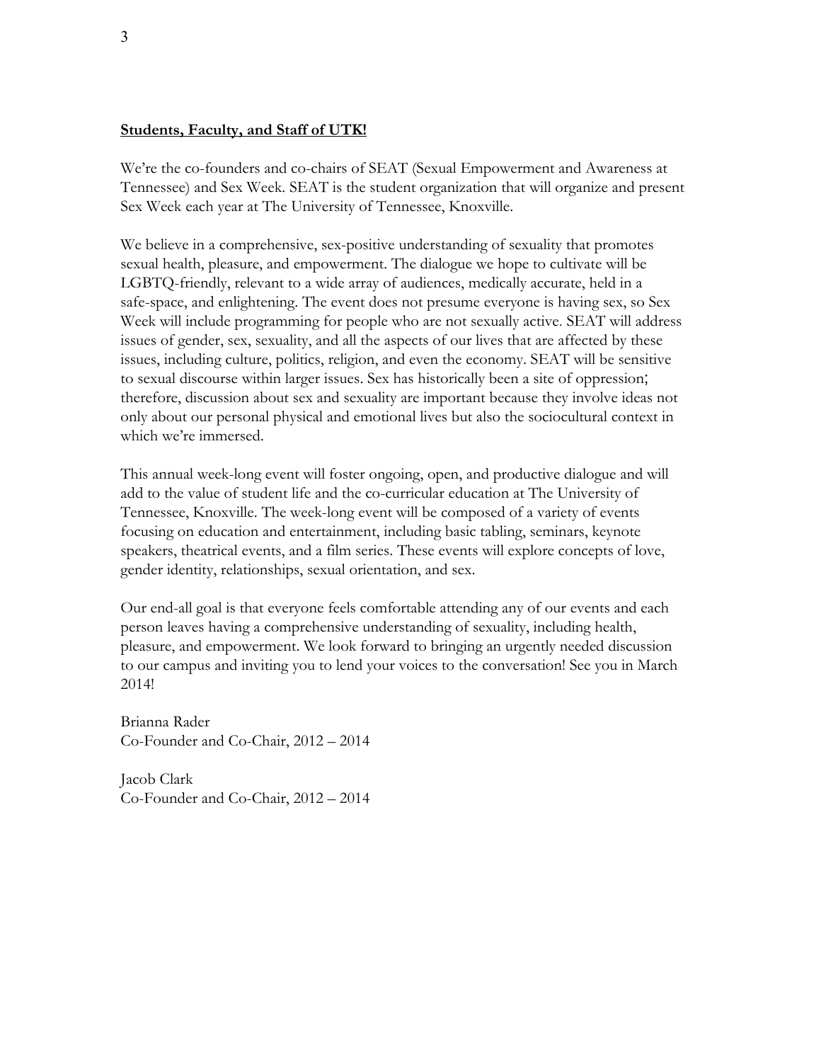**Students, Faculty, and Staff of UTK!**

We're the co-founders and co-chairs of SEAT (Sexual Empowerment and Awareness at Tennessee) and Sex Week. SEAT is the student organization that will organize and present Sex Week each year at The University of Tennessee, Knoxville.

We believe in a comprehensive, sex-positive understanding of sexuality that promotes sexual health, pleasure, and empowerment. The dialogue we hope to cultivate will be LGBTQ-friendly, relevant to a wide array of audiences, medically accurate, held in a safe-space, and enlightening. The event does not presume everyone is having sex, so Sex Week will include programming for people who are not sexually active. SEAT will address issues of gender, sex, sexuality, and all the aspects of our lives that are affected by these issues, including culture, politics, religion, and even the economy. SEAT will be sensitive to sexual discourse within larger issues. Sex has historically been a site of oppression; therefore, discussion about sex and sexuality are important because they involve ideas not only about our personal physical and emotional lives but also the sociocultural context in which we're immersed.

This annual week-long event will foster ongoing, open, and productive dialogue and will add to the value of student life and the co-curricular education at The University of Tennessee, Knoxville. The week-long event will be composed of a variety of events focusing on education and entertainment, including basic tabling, seminars, keynote speakers, theatrical events, and a film series. These events will explore concepts of love, gender identity, relationships, sexual orientation, and sex.

Our end-all goal is that everyone feels comfortable attending any of our events and each person leaves having a comprehensive understanding of sexuality, including health, pleasure, and empowerment. We look forward to bringing an urgently needed discussion to our campus and inviting you to lend your voices to the conversation! See you in March 2014!

Brianna Rader
Co-Founder and Co-Chair, 2012 – 2014

Jacob Clark
Co-Founder and Co-Chair, 2012 – 2014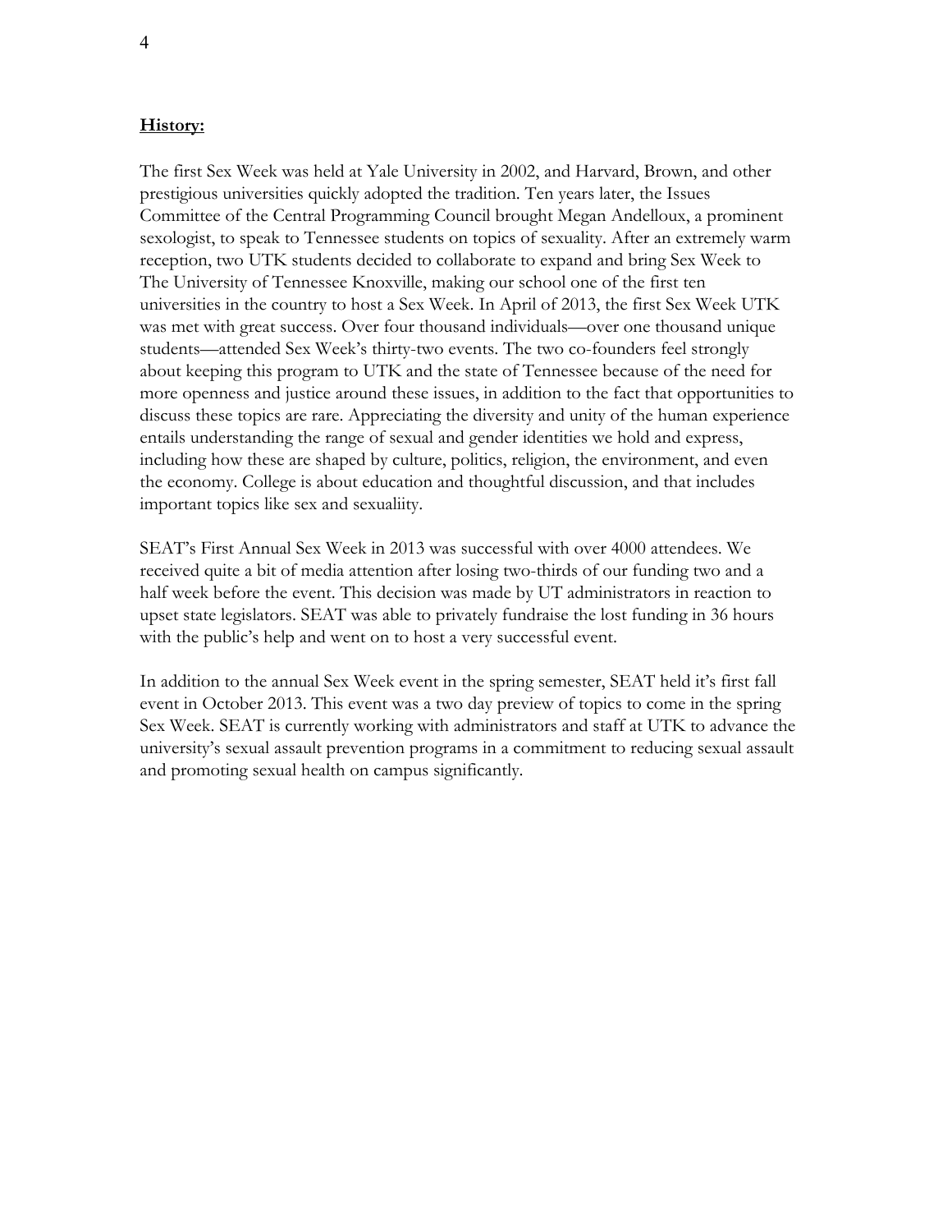## History:

The first Sex Week was held at Yale University in 2002, and Harvard, Brown, and other prestigious universities quickly adopted the tradition. Ten years later, the Issues Committee of the Central Programming Council brought Megan Andelloux, a prominent sexologist, to speak to Tennessee students on topics of sexuality. After an extremely warm reception, two UTK students decided to collaborate to expand and bring Sex Week to The University of Tennessee Knoxville, making our school one of the first ten universities in the country to host a Sex Week. In April of 2013, the first Sex Week UTK was met with great success. Over four thousand individuals—over one thousand unique students—attended Sex Week's thirty-two events. The two co-founders feel strongly about keeping this program to UTK and the state of Tennessee because of the need for more openness and justice around these issues, in addition to the fact that opportunities to discuss these topics are rare. Appreciating the diversity and unity of the human experience entails understanding the range of sexual and gender identities we hold and express, including how these are shaped by culture, politics, religion, the environment, and even the economy. College is about education and thoughtful discussion, and that includes important topics like sex and sexualiity.

SEAT's First Annual Sex Week in 2013 was successful with over 4000 attendees. We received quite a bit of media attention after losing two-thirds of our funding two and a half week before the event. This decision was made by UT administrators in reaction to upset state legislators. SEAT was able to privately fundraise the lost funding in 36 hours with the public's help and went on to host a very successful event.

In addition to the annual Sex Week event in the spring semester, SEAT held it's first fall event in October 2013. This event was a two day preview of topics to come in the spring Sex Week. SEAT is currently working with administrators and staff at UTK to advance the university's sexual assault prevention programs in a commitment to reducing sexual assault and promoting sexual health on campus significantly.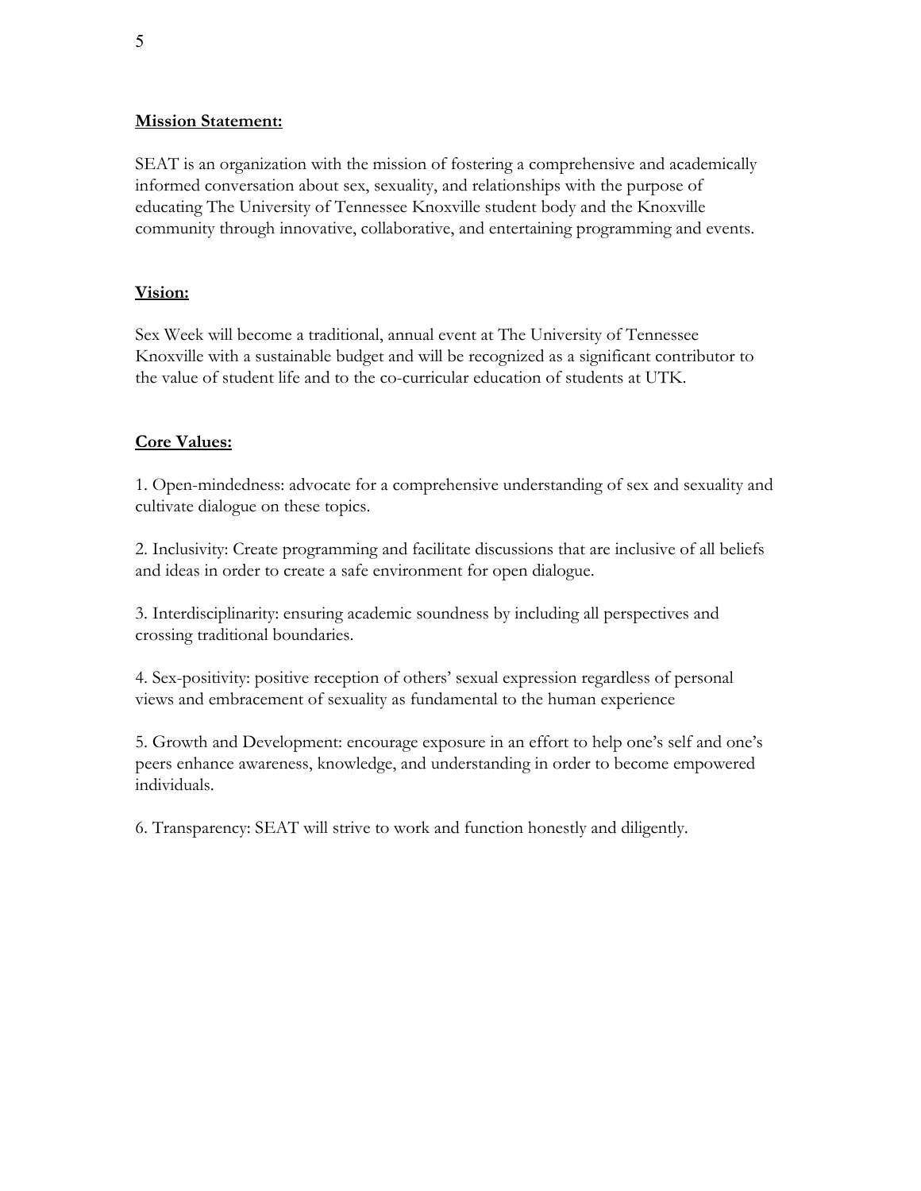**Mission Statement:**

SEAT is an organization with the mission of fostering a comprehensive and academically informed conversation about sex, sexuality, and relationships with the purpose of educating The University of Tennessee Knoxville student body and the Knoxville community through innovative, collaborative, and entertaining programming and events.

**Vision:**

Sex Week will become a traditional, annual event at The University of Tennessee Knoxville with a sustainable budget and will be recognized as a significant contributor to the value of student life and to the co-curricular education of students at UTK.

**Core Values:**

1. Open-mindedness: advocate for a comprehensive understanding of sex and sexuality and cultivate dialogue on these topics.

2. Inclusivity: Create programming and facilitate discussions that are inclusive of all beliefs and ideas in order to create a safe environment for open dialogue.

3. Interdisciplinarity: ensuring academic soundness by including all perspectives and crossing traditional boundaries.

4. Sex-positivity: positive reception of others' sexual expression regardless of personal views and embracement of sexuality as fundamental to the human experience

5. Growth and Development: encourage exposure in an effort to help one's self and one's peers enhance awareness, knowledge, and understanding in order to become empowered individuals.

6. Transparency: SEAT will strive to work and function honestly and diligently.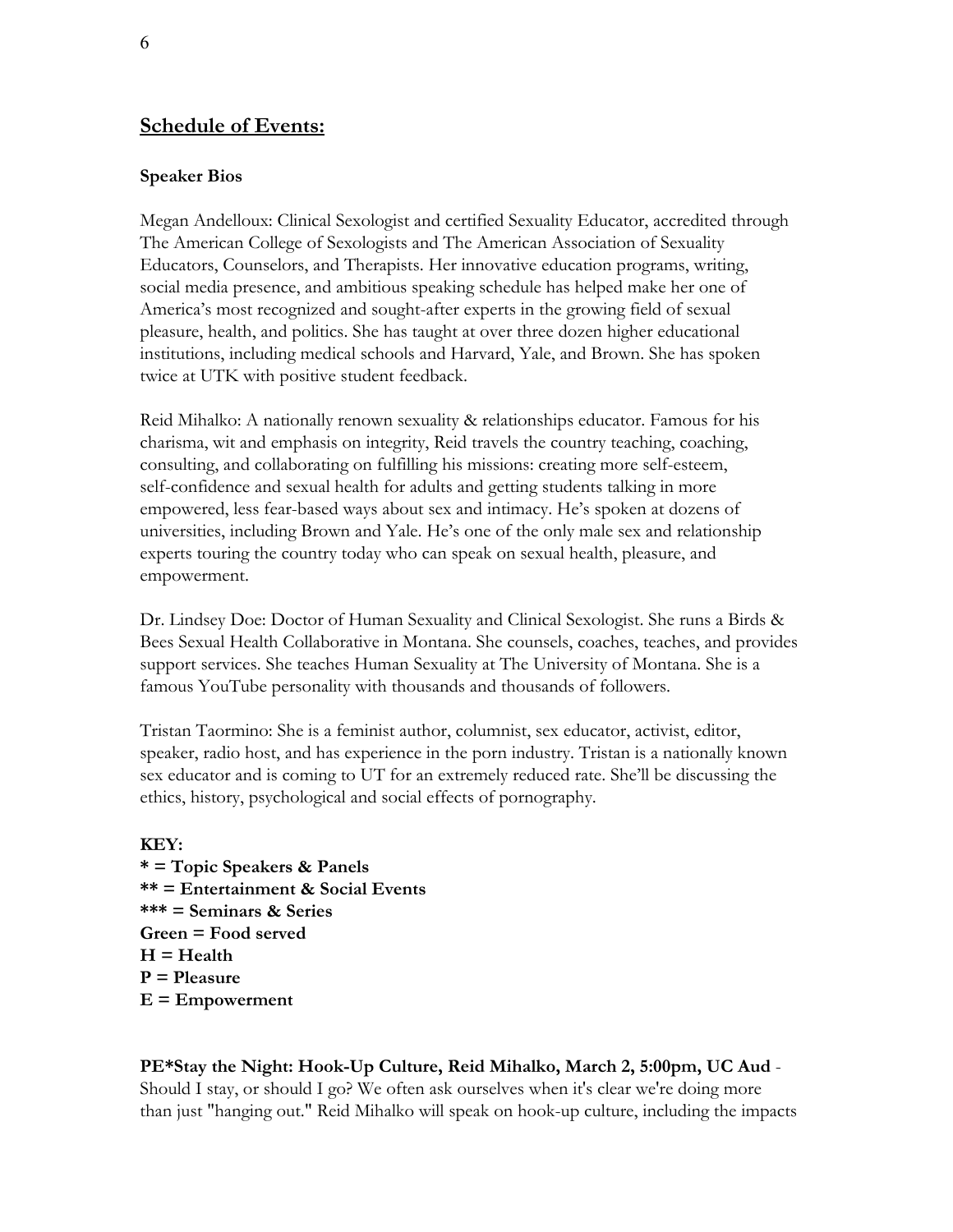## Schedule of Events:

**Speaker Bios**

Megan Andelloux: Clinical Sexologist and certified Sexuality Educator, accredited through The American College of Sexologists and The American Association of Sexuality Educators, Counselors, and Therapists. Her innovative education programs, writing, social media presence, and ambitious speaking schedule has helped make her one of America's most recognized and sought-after experts in the growing field of sexual pleasure, health, and politics. She has taught at over three dozen higher educational institutions, including medical schools and Harvard, Yale, and Brown. She has spoken twice at UTK with positive student feedback.

Reid Mihalko: A nationally renown sexuality & relationships educator. Famous for his charisma, wit and emphasis on integrity, Reid travels the country teaching, coaching, consulting, and collaborating on fulfilling his missions: creating more self-esteem, self-confidence and sexual health for adults and getting students talking in more empowered, less fear-based ways about sex and intimacy. He's spoken at dozens of universities, including Brown and Yale. He's one of the only male sex and relationship experts touring the country today who can speak on sexual health, pleasure, and empowerment.

Dr. Lindsey Doe: Doctor of Human Sexuality and Clinical Sexologist. She runs a Birds & Bees Sexual Health Collaborative in Montana. She counsels, coaches, teaches, and provides support services. She teaches Human Sexuality at The University of Montana. She is a famous YouTube personality with thousands and thousands of followers.

Tristan Taormino: She is a feminist author, columnist, sex educator, activist, editor, speaker, radio host, and has experience in the porn industry. Tristan is a nationally known sex educator and is coming to UT for an extremely reduced rate. She'll be discussing the ethics, history, psychological and social effects of pornography.

**KEY:**
**\* = Topic Speakers & Panels**
**\*\* = Entertainment & Social Events**
**\*\*\* = Seminars & Series**
**Green = Food served**
**H = Health**
**P = Pleasure**
**E = Empowerment**

**PE\*Stay the Night: Hook-Up Culture, Reid Mihalko, March 2, 5:00pm, UC Aud** - Should I stay, or should I go? We often ask ourselves when it's clear we're doing more than just "hanging out." Reid Mihalko will speak on hook-up culture, including the impacts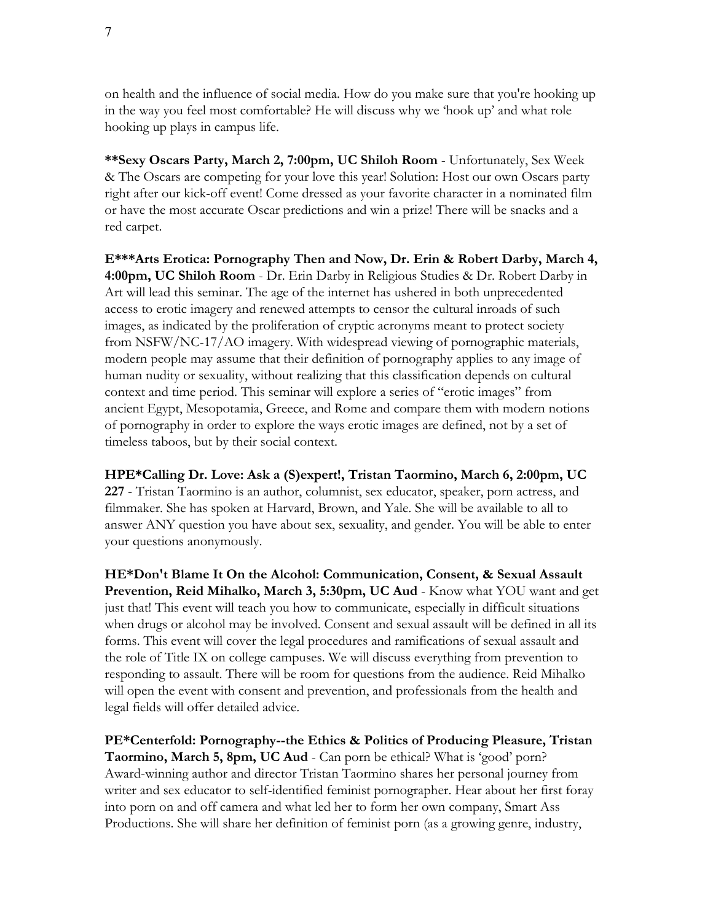on health and the influence of social media. How do you make sure that you're hooking up in the way you feel most comfortable? He will discuss why we 'hook up' and what role hooking up plays in campus life.

**\*\*Sexy Oscars Party, March 2, 7:00pm, UC Shiloh Room** - Unfortunately, Sex Week & The Oscars are competing for your love this year! Solution: Host our own Oscars party right after our kick-off event! Come dressed as your favorite character in a nominated film or have the most accurate Oscar predictions and win a prize! There will be snacks and a red carpet.

**E\*\*\*Arts Erotica: Pornography Then and Now, Dr. Erin & Robert Darby, March 4, 4:00pm, UC Shiloh Room** - Dr. Erin Darby in Religious Studies & Dr. Robert Darby in Art will lead this seminar. The age of the internet has ushered in both unprecedented access to erotic imagery and renewed attempts to censor the cultural inroads of such images, as indicated by the proliferation of cryptic acronyms meant to protect society from NSFW/NC-17/AO imagery. With widespread viewing of pornographic materials, modern people may assume that their definition of pornography applies to any image of human nudity or sexuality, without realizing that this classification depends on cultural context and time period. This seminar will explore a series of "erotic images" from ancient Egypt, Mesopotamia, Greece, and Rome and compare them with modern notions of pornography in order to explore the ways erotic images are defined, not by a set of timeless taboos, but by their social context.

**HPE\*Calling Dr. Love: Ask a (S)expert!, Tristan Taormino, March 6, 2:00pm, UC 227** - Tristan Taormino is an author, columnist, sex educator, speaker, porn actress, and filmmaker. She has spoken at Harvard, Brown, and Yale. She will be available to all to answer ANY question you have about sex, sexuality, and gender. You will be able to enter your questions anonymously.

**HE\*Don't Blame It On the Alcohol: Communication, Consent, & Sexual Assault Prevention, Reid Mihalko, March 3, 5:30pm, UC Aud** - Know what YOU want and get just that! This event will teach you how to communicate, especially in difficult situations when drugs or alcohol may be involved. Consent and sexual assault will be defined in all its forms. This event will cover the legal procedures and ramifications of sexual assault and the role of Title IX on college campuses. We will discuss everything from prevention to responding to assault. There will be room for questions from the audience. Reid Mihalko will open the event with consent and prevention, and professionals from the health and legal fields will offer detailed advice.

**PE\*Centerfold: Pornography--the Ethics & Politics of Producing Pleasure, Tristan Taormino, March 5, 8pm, UC Aud** - Can porn be ethical? What is 'good' porn? Award-winning author and director Tristan Taormino shares her personal journey from writer and sex educator to self-identified feminist pornographer. Hear about her first foray into porn on and off camera and what led her to form her own company, Smart Ass Productions. She will share her definition of feminist porn (as a growing genre, industry,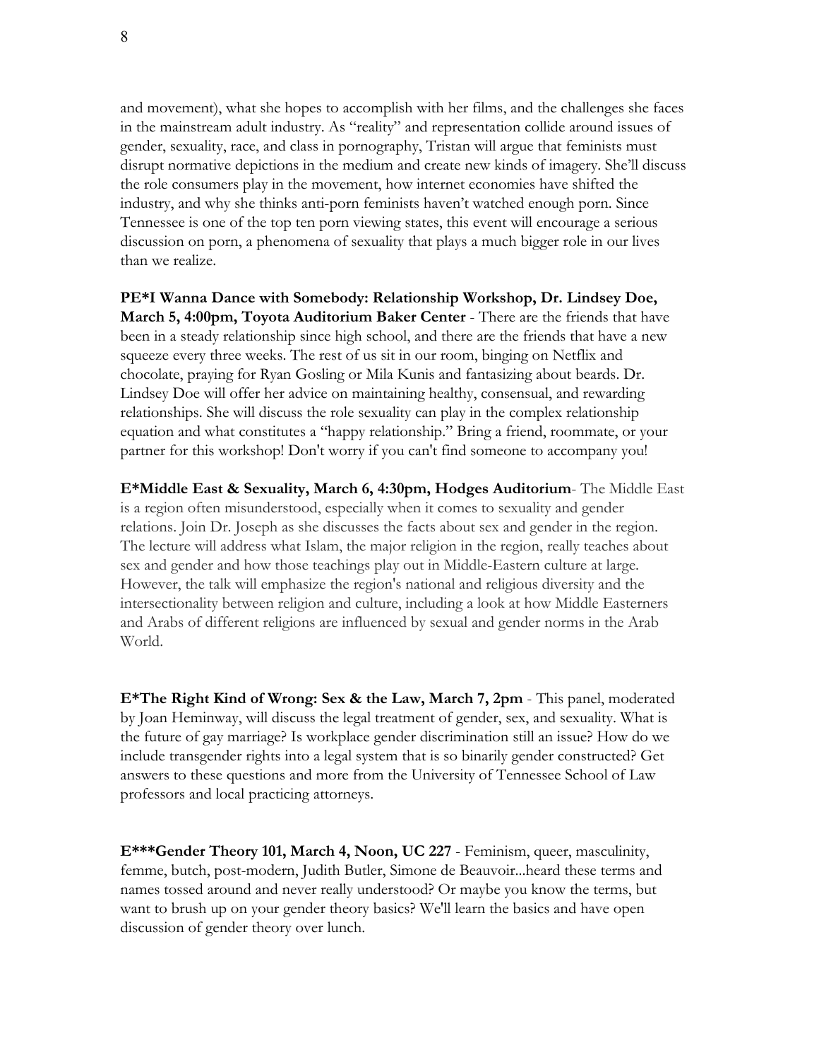and movement), what she hopes to accomplish with her films, and the challenges she faces in the mainstream adult industry. As "reality" and representation collide around issues of gender, sexuality, race, and class in pornography, Tristan will argue that feminists must disrupt normative depictions in the medium and create new kinds of imagery. She'll discuss the role consumers play in the movement, how internet economies have shifted the industry, and why she thinks anti-porn feminists haven't watched enough porn. Since Tennessee is one of the top ten porn viewing states, this event will encourage a serious discussion on porn, a phenomena of sexuality that plays a much bigger role in our lives than we realize.

**PE*I Wanna Dance with Somebody: Relationship Workshop, Dr. Lindsey Doe, March 5, 4:00pm, Toyota Auditorium Baker Center** - There are the friends that have been in a steady relationship since high school, and there are the friends that have a new squeeze every three weeks. The rest of us sit in our room, binging on Netflix and chocolate, praying for Ryan Gosling or Mila Kunis and fantasizing about beards. Dr. Lindsey Doe will offer her advice on maintaining healthy, consensual, and rewarding relationships. She will discuss the role sexuality can play in the complex relationship equation and what constitutes a "happy relationship." Bring a friend, roommate, or your partner for this workshop! Don't worry if you can't find someone to accompany you!

**E*Middle East & Sexuality, March 6, 4:30pm, Hodges Auditorium**- The Middle East is a region often misunderstood, especially when it comes to sexuality and gender relations. Join Dr. Joseph as she discusses the facts about sex and gender in the region. The lecture will address what Islam, the major religion in the region, really teaches about sex and gender and how those teachings play out in Middle-Eastern culture at large. However, the talk will emphasize the region's national and religious diversity and the intersectionality between religion and culture, including a look at how Middle Easterners and Arabs of different religions are influenced by sexual and gender norms in the Arab World.

**E*The Right Kind of Wrong: Sex & the Law, March 7, 2pm** - This panel, moderated by Joan Heminway, will discuss the legal treatment of gender, sex, and sexuality. What is the future of gay marriage? Is workplace gender discrimination still an issue? How do we include transgender rights into a legal system that is so binarily gender constructed? Get answers to these questions and more from the University of Tennessee School of Law professors and local practicing attorneys.

**E***Gender Theory 101, March 4, Noon, UC 227** - Feminism, queer, masculinity, femme, butch, post-modern, Judith Butler, Simone de Beauvoir...heard these terms and names tossed around and never really understood? Or maybe you know the terms, but want to brush up on your gender theory basics? We'll learn the basics and have open discussion of gender theory over lunch.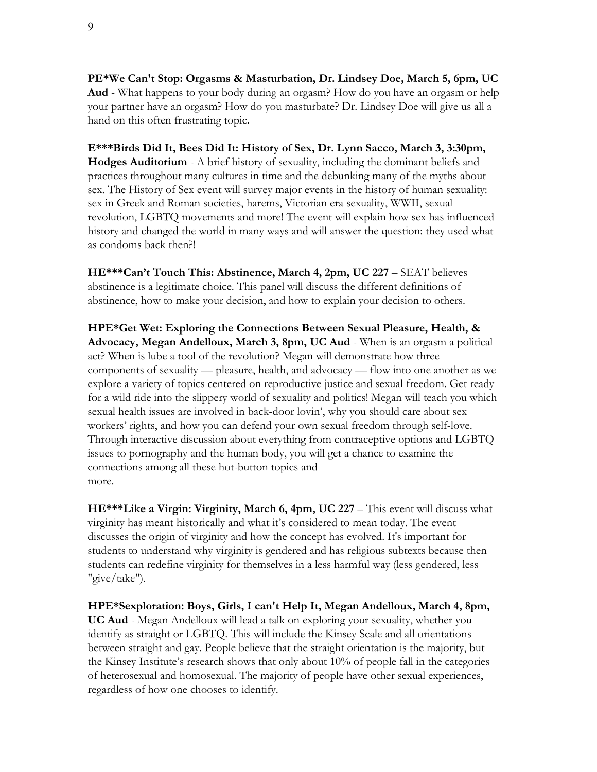**PE*We Can't Stop: Orgasms & Masturbation, Dr. Lindsey Doe, March 5, 6pm, UC Aud** - What happens to your body during an orgasm? How do you have an orgasm or help your partner have an orgasm? How do you masturbate? Dr. Lindsey Doe will give us all a hand on this often frustrating topic.

**E***Birds Did It, Bees Did It: History of Sex, Dr. Lynn Sacco, March 3, 3:30pm, Hodges Auditorium** - A brief history of sexuality, including the dominant beliefs and practices throughout many cultures in time and the debunking many of the myths about sex. The History of Sex event will survey major events in the history of human sexuality: sex in Greek and Roman societies, harems, Victorian era sexuality, WWII, sexual revolution, LGBTQ movements and more! The event will explain how sex has influenced history and changed the world in many ways and will answer the question: they used what as condoms back then?!

**HE***Can't Touch This: Abstinence, March 4, 2pm, UC 227** – SEAT believes abstinence is a legitimate choice. This panel will discuss the different definitions of abstinence, how to make your decision, and how to explain your decision to others.

**HPE*Get Wet: Exploring the Connections Between Sexual Pleasure, Health, & Advocacy, Megan Andelloux, March 3, 8pm, UC Aud** - When is an orgasm a political act? When is lube a tool of the revolution? Megan will demonstrate how three components of sexuality — pleasure, health, and advocacy — flow into one another as we explore a variety of topics centered on reproductive justice and sexual freedom. Get ready for a wild ride into the slippery world of sexuality and politics! Megan will teach you which sexual health issues are involved in back-door lovin', why you should care about sex workers' rights, and how you can defend your own sexual freedom through self-love. Through interactive discussion about everything from contraceptive options and LGBTQ issues to pornography and the human body, you will get a chance to examine the connections among all these hot-button topics and more.

**HE***Like a Virgin: Virginity, March 6, 4pm, UC 227** – This event will discuss what virginity has meant historically and what it's considered to mean today. The event discusses the origin of virginity and how the concept has evolved. It's important for students to understand why virginity is gendered and has religious subtexts because then students can redefine virginity for themselves in a less harmful way (less gendered, less "give/take").

**HPE*Sexploration: Boys, Girls, I can't Help It, Megan Andelloux, March 4, 8pm, UC Aud** - Megan Andelloux will lead a talk on exploring your sexuality, whether you identify as straight or LGBTQ. This will include the Kinsey Scale and all orientations between straight and gay. People believe that the straight orientation is the majority, but the Kinsey Institute's research shows that only about 10% of people fall in the categories of heterosexual and homosexual. The majority of people have other sexual experiences, regardless of how one chooses to identify.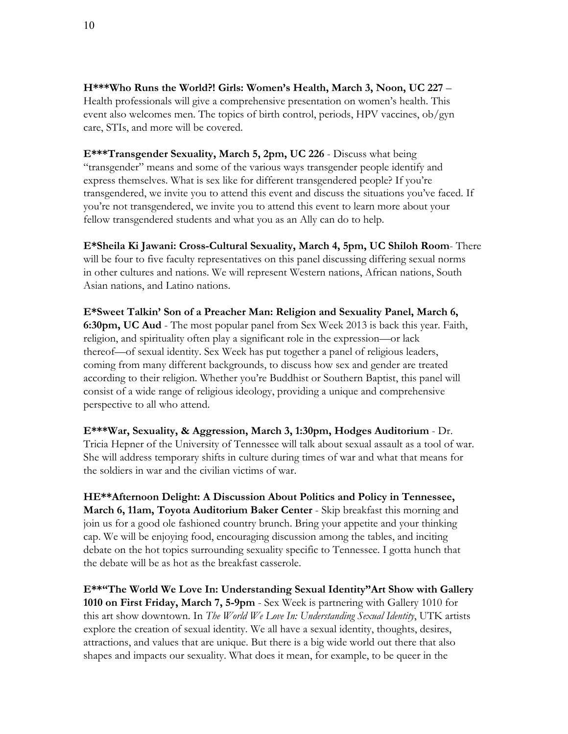**H***Who Runs the World?! Girls: Women's Health, March 3, Noon, UC 227** – Health professionals will give a comprehensive presentation on women's health. This event also welcomes men. The topics of birth control, periods, HPV vaccines, ob/gyn care, STIs, and more will be covered.

**E***Transgender Sexuality, March 5, 2pm, UC 226** - Discuss what being "transgender" means and some of the various ways transgender people identify and express themselves. What is sex like for different transgendered people? If you're transgendered, we invite you to attend this event and discuss the situations you've faced. If you're not transgendered, we invite you to attend this event to learn more about your fellow transgendered students and what you as an Ally can do to help.

**E*Sheila Ki Jawani: Cross-Cultural Sexuality, March 4, 5pm, UC Shiloh Room**- There will be four to five faculty representatives on this panel discussing differing sexual norms in other cultures and nations. We will represent Western nations, African nations, South Asian nations, and Latino nations.

**E*Sweet Talkin' Son of a Preacher Man: Religion and Sexuality Panel, March 6, 6:30pm, UC Aud** - The most popular panel from Sex Week 2013 is back this year. Faith, religion, and spirituality often play a significant role in the expression—or lack thereof—of sexual identity. Sex Week has put together a panel of religious leaders, coming from many different backgrounds, to discuss how sex and gender are treated according to their religion. Whether you're Buddhist or Southern Baptist, this panel will consist of a wide range of religious ideology, providing a unique and comprehensive perspective to all who attend.

**E***War, Sexuality, & Aggression, March 3, 1:30pm, Hodges Auditorium** - Dr. Tricia Hepner of the University of Tennessee will talk about sexual assault as a tool of war. She will address temporary shifts in culture during times of war and what that means for the soldiers in war and the civilian victims of war.

**HE**Afternoon Delight: A Discussion About Politics and Policy in Tennessee, March 6, 11am, Toyota Auditorium Baker Center** - Skip breakfast this morning and join us for a good ole fashioned country brunch. Bring your appetite and your thinking cap. We will be enjoying food, encouraging discussion among the tables, and inciting debate on the hot topics surrounding sexuality specific to Tennessee. I gotta hunch that the debate will be as hot as the breakfast casserole.

**E**"The World We Love In: Understanding Sexual Identity"Art Show with Gallery 1010 on First Friday, March 7, 5-9pm** - Sex Week is partnering with Gallery 1010 for this art show downtown. In *The World We Love In: Understanding Sexual Identity*, UTK artists explore the creation of sexual identity. We all have a sexual identity, thoughts, desires, attractions, and values that are unique. But there is a big wide world out there that also shapes and impacts our sexuality. What does it mean, for example, to be queer in the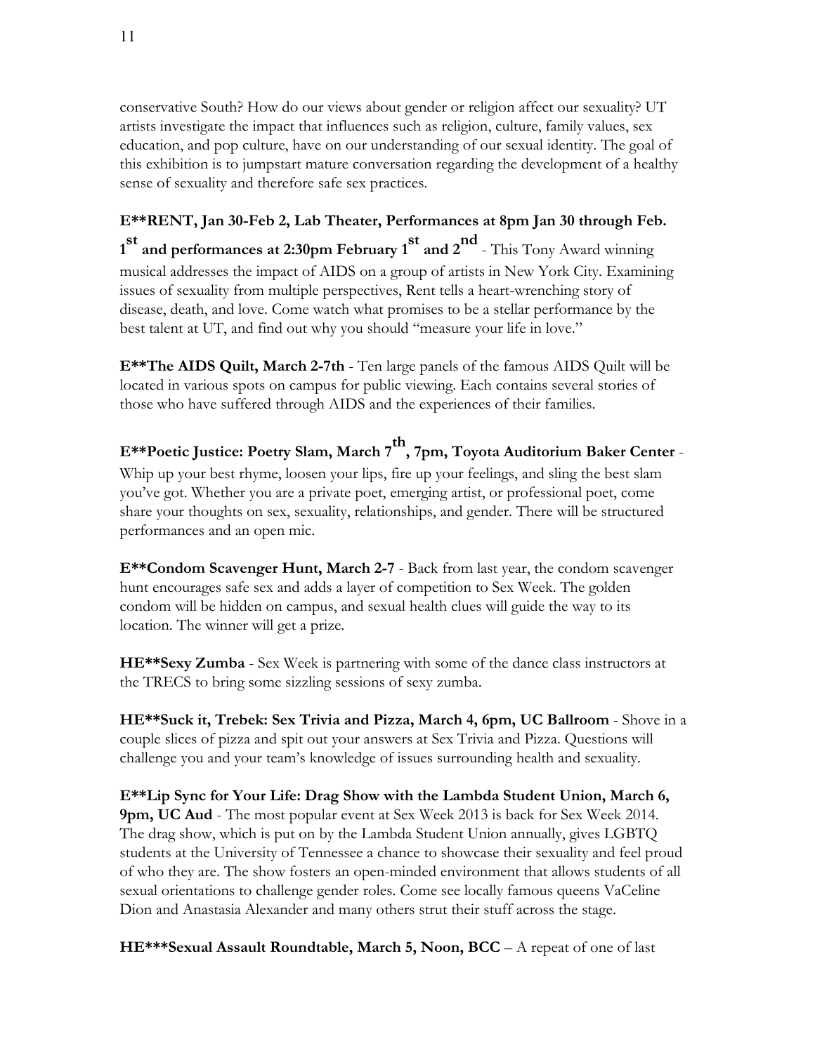conservative South? How do our views about gender or religion affect our sexuality? UT artists investigate the impact that influences such as religion, culture, family values, sex education, and pop culture, have on our understanding of our sexual identity. The goal of this exhibition is to jumpstart mature conversation regarding the development of a healthy sense of sexuality and therefore safe sex practices.

**E**RENT, Jan 30-Feb 2, Lab Theater, Performances at 8pm Jan 30 through Feb. 1st and performances at 2:30pm February 1st and 2nd** - This Tony Award winning musical addresses the impact of AIDS on a group of artists in New York City. Examining issues of sexuality from multiple perspectives, Rent tells a heart-wrenching story of disease, death, and love. Come watch what promises to be a stellar performance by the best talent at UT, and find out why you should "measure your life in love."

**E**The AIDS Quilt, March 2-7th** - Ten large panels of the famous AIDS Quilt will be located in various spots on campus for public viewing. Each contains several stories of those who have suffered through AIDS and the experiences of their families.

**E**Poetic Justice: Poetry Slam, March 7th, 7pm, Toyota Auditorium Baker Center** - Whip up your best rhyme, loosen your lips, fire up your feelings, and sling the best slam you've got. Whether you are a private poet, emerging artist, or professional poet, come share your thoughts on sex, sexuality, relationships, and gender. There will be structured performances and an open mic.

**E**Condom Scavenger Hunt, March 2-7** - Back from last year, the condom scavenger hunt encourages safe sex and adds a layer of competition to Sex Week. The golden condom will be hidden on campus, and sexual health clues will guide the way to its location. The winner will get a prize.

**HE**Sexy Zumba** - Sex Week is partnering with some of the dance class instructors at the TRECS to bring some sizzling sessions of sexy zumba.

**HE**Suck it, Trebek: Sex Trivia and Pizza, March 4, 6pm, UC Ballroom** - Shove in a couple slices of pizza and spit out your answers at Sex Trivia and Pizza. Questions will challenge you and your team's knowledge of issues surrounding health and sexuality.

**E**Lip Sync for Your Life: Drag Show with the Lambda Student Union, March 6, 9pm, UC Aud** - The most popular event at Sex Week 2013 is back for Sex Week 2014. The drag show, which is put on by the Lambda Student Union annually, gives LGBTQ students at the University of Tennessee a chance to showcase their sexuality and feel proud of who they are. The show fosters an open-minded environment that allows students of all sexual orientations to challenge gender roles. Come see locally famous queens VaCeline Dion and Anastasia Alexander and many others strut their stuff across the stage.

**HE***Sexual Assault Roundtable, March 5, Noon, BCC** – A repeat of one of last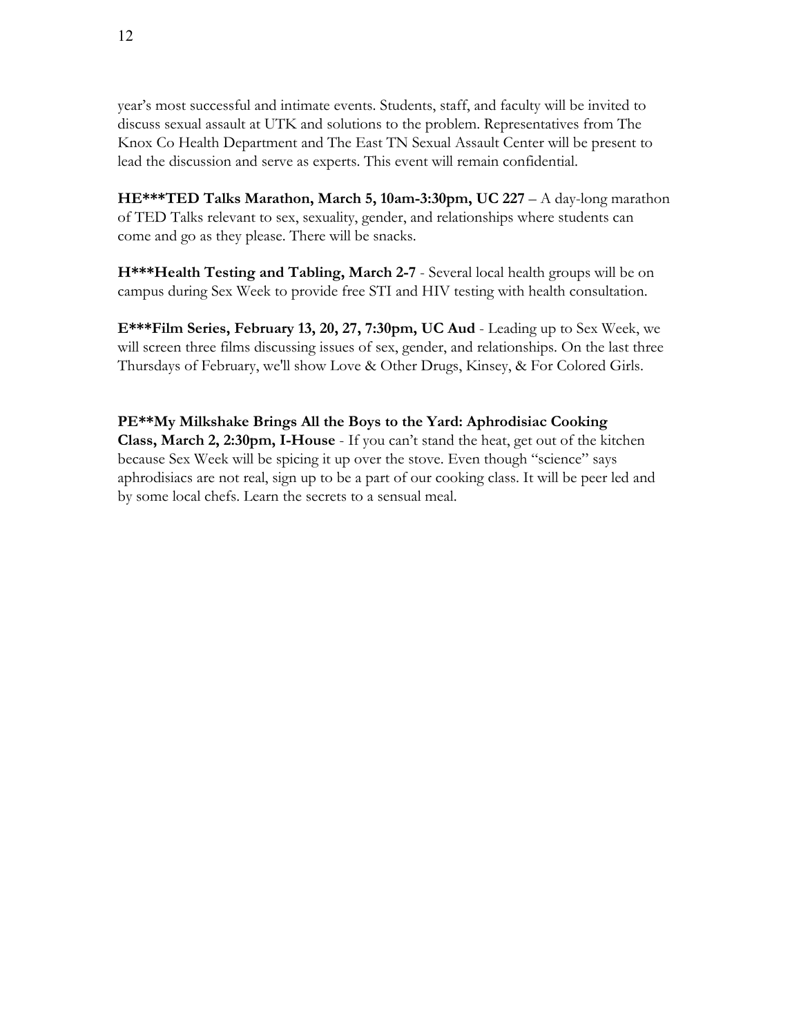year's most successful and intimate events. Students, staff, and faculty will be invited to discuss sexual assault at UTK and solutions to the problem. Representatives from The Knox Co Health Department and The East TN Sexual Assault Center will be present to lead the discussion and serve as experts. This event will remain confidential.

**HE***TED Talks Marathon, March 5, 10am-3:30pm, UC 227** – A day-long marathon of TED Talks relevant to sex, sexuality, gender, and relationships where students can come and go as they please. There will be snacks.

**H***Health Testing and Tabling, March 2-7** - Several local health groups will be on campus during Sex Week to provide free STI and HIV testing with health consultation.

**E***Film Series, February 13, 20, 27, 7:30pm, UC Aud** - Leading up to Sex Week, we will screen three films discussing issues of sex, gender, and relationships. On the last three Thursdays of February, we'll show Love & Other Drugs, Kinsey, & For Colored Girls.

**PE**My Milkshake Brings All the Boys to the Yard: Aphrodisiac Cooking Class, March 2, 2:30pm, I-House** - If you can't stand the heat, get out of the kitchen because Sex Week will be spicing it up over the stove. Even though "science" says aphrodisiacs are not real, sign up to be a part of our cooking class. It will be peer led and by some local chefs. Learn the secrets to a sensual meal.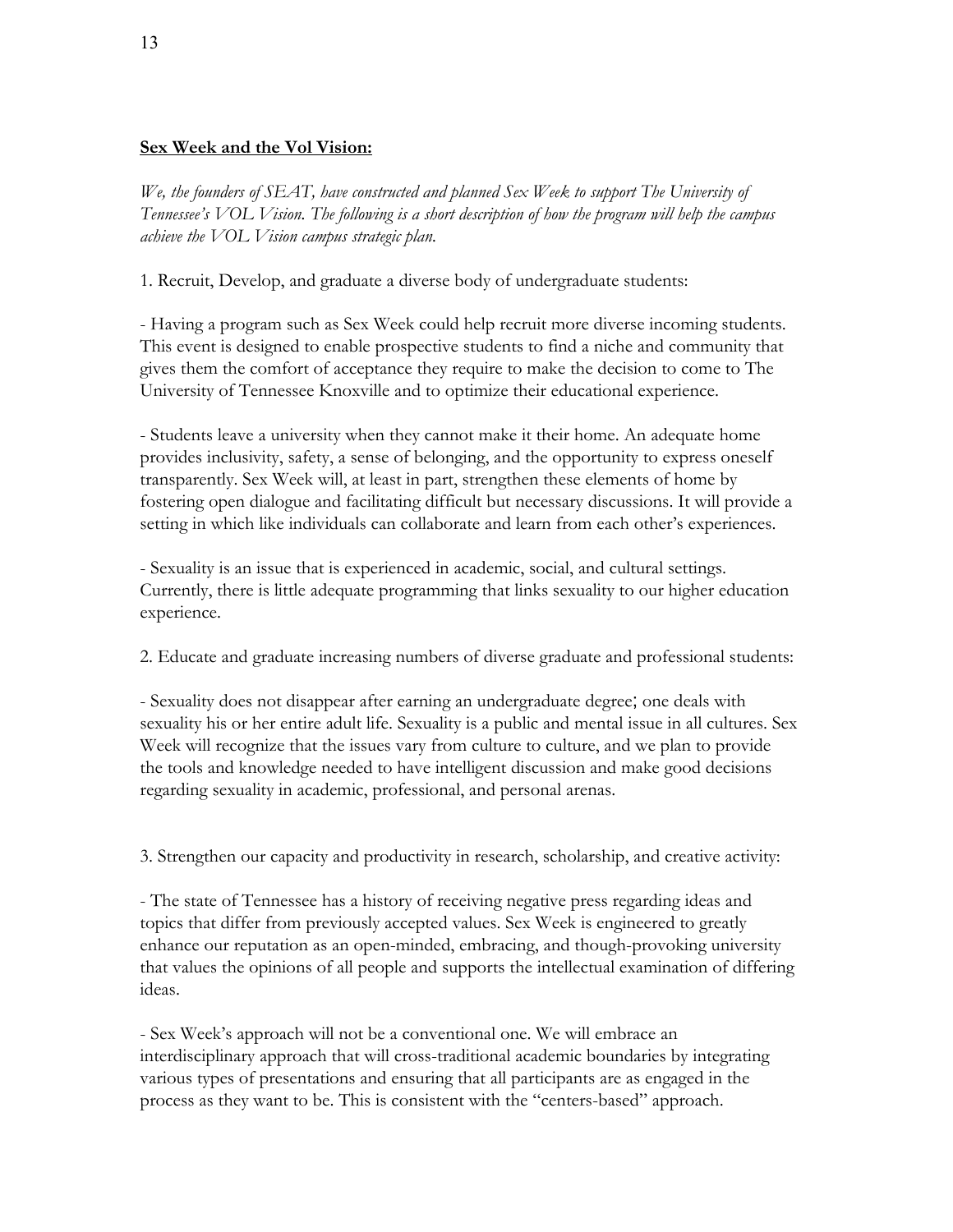**Sex Week and the Vol Vision:**

*We, the founders of SEAT, have constructed and planned Sex Week to support The University of Tennessee's VOL Vision. The following is a short description of how the program will help the campus achieve the VOL Vision campus strategic plan.*

1. Recruit, Develop, and graduate a diverse body of undergraduate students:

- Having a program such as Sex Week could help recruit more diverse incoming students. This event is designed to enable prospective students to find a niche and community that gives them the comfort of acceptance they require to make the decision to come to The University of Tennessee Knoxville and to optimize their educational experience.

- Students leave a university when they cannot make it their home. An adequate home provides inclusivity, safety, a sense of belonging, and the opportunity to express oneself transparently. Sex Week will, at least in part, strengthen these elements of home by fostering open dialogue and facilitating difficult but necessary discussions. It will provide a setting in which like individuals can collaborate and learn from each other's experiences.

- Sexuality is an issue that is experienced in academic, social, and cultural settings. Currently, there is little adequate programming that links sexuality to our higher education experience.

2. Educate and graduate increasing numbers of diverse graduate and professional students:

- Sexuality does not disappear after earning an undergraduate degree; one deals with sexuality his or her entire adult life. Sexuality is a public and mental issue in all cultures. Sex Week will recognize that the issues vary from culture to culture, and we plan to provide the tools and knowledge needed to have intelligent discussion and make good decisions regarding sexuality in academic, professional, and personal arenas.

3. Strengthen our capacity and productivity in research, scholarship, and creative activity:

- The state of Tennessee has a history of receiving negative press regarding ideas and topics that differ from previously accepted values. Sex Week is engineered to greatly enhance our reputation as an open-minded, embracing, and though-provoking university that values the opinions of all people and supports the intellectual examination of differing ideas.

- Sex Week's approach will not be a conventional one. We will embrace an interdisciplinary approach that will cross-traditional academic boundaries by integrating various types of presentations and ensuring that all participants are as engaged in the process as they want to be. This is consistent with the "centers-based" approach.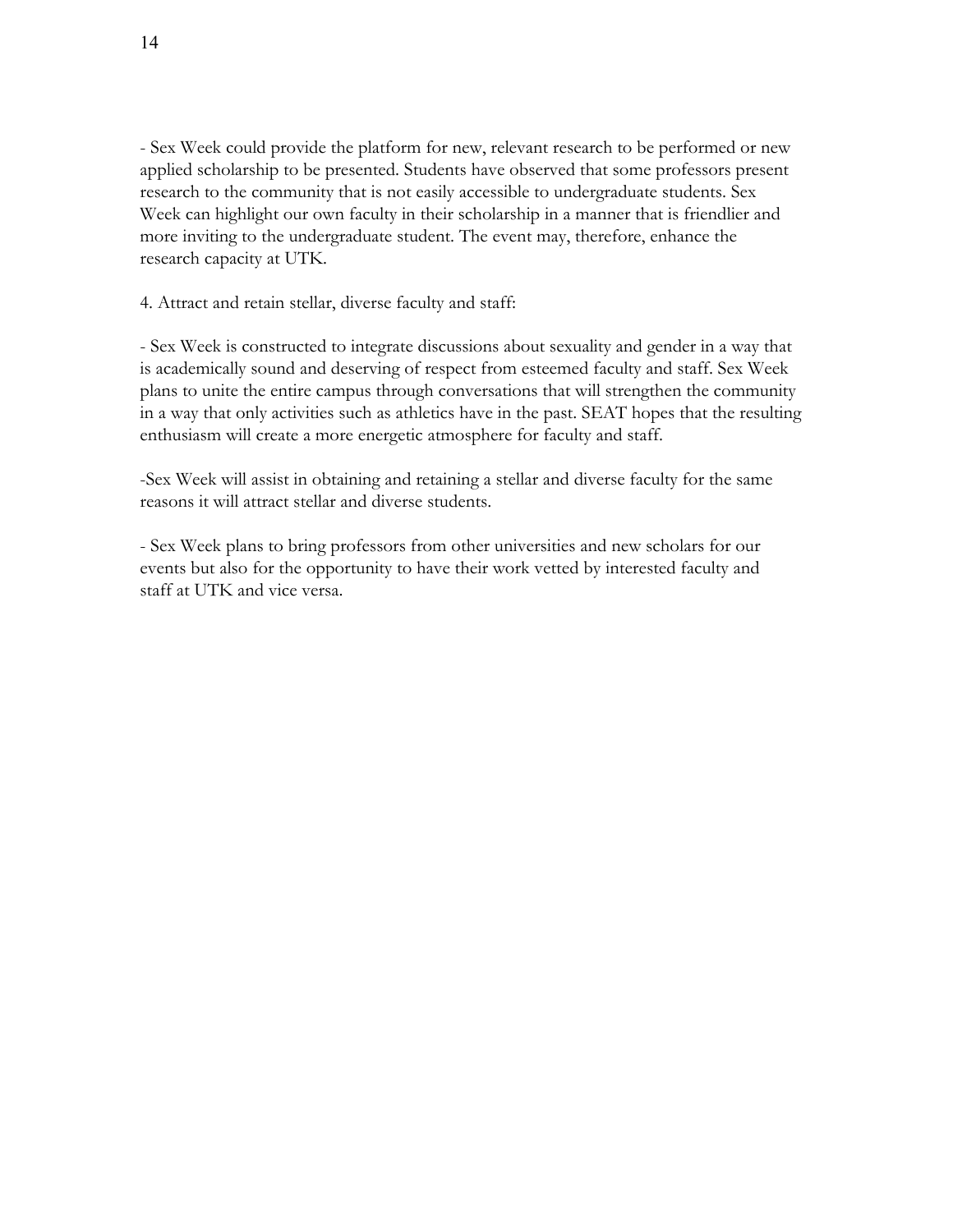- Sex Week could provide the platform for new, relevant research to be performed or new applied scholarship to be presented. Students have observed that some professors present research to the community that is not easily accessible to undergraduate students. Sex Week can highlight our own faculty in their scholarship in a manner that is friendlier and more inviting to the undergraduate student. The event may, therefore, enhance the research capacity at UTK.

4. Attract and retain stellar, diverse faculty and staff:

- Sex Week is constructed to integrate discussions about sexuality and gender in a way that is academically sound and deserving of respect from esteemed faculty and staff. Sex Week plans to unite the entire campus through conversations that will strengthen the community in a way that only activities such as athletics have in the past. SEAT hopes that the resulting enthusiasm will create a more energetic atmosphere for faculty and staff.

-Sex Week will assist in obtaining and retaining a stellar and diverse faculty for the same reasons it will attract stellar and diverse students.

- Sex Week plans to bring professors from other universities and new scholars for our events but also for the opportunity to have their work vetted by interested faculty and staff at UTK and vice versa.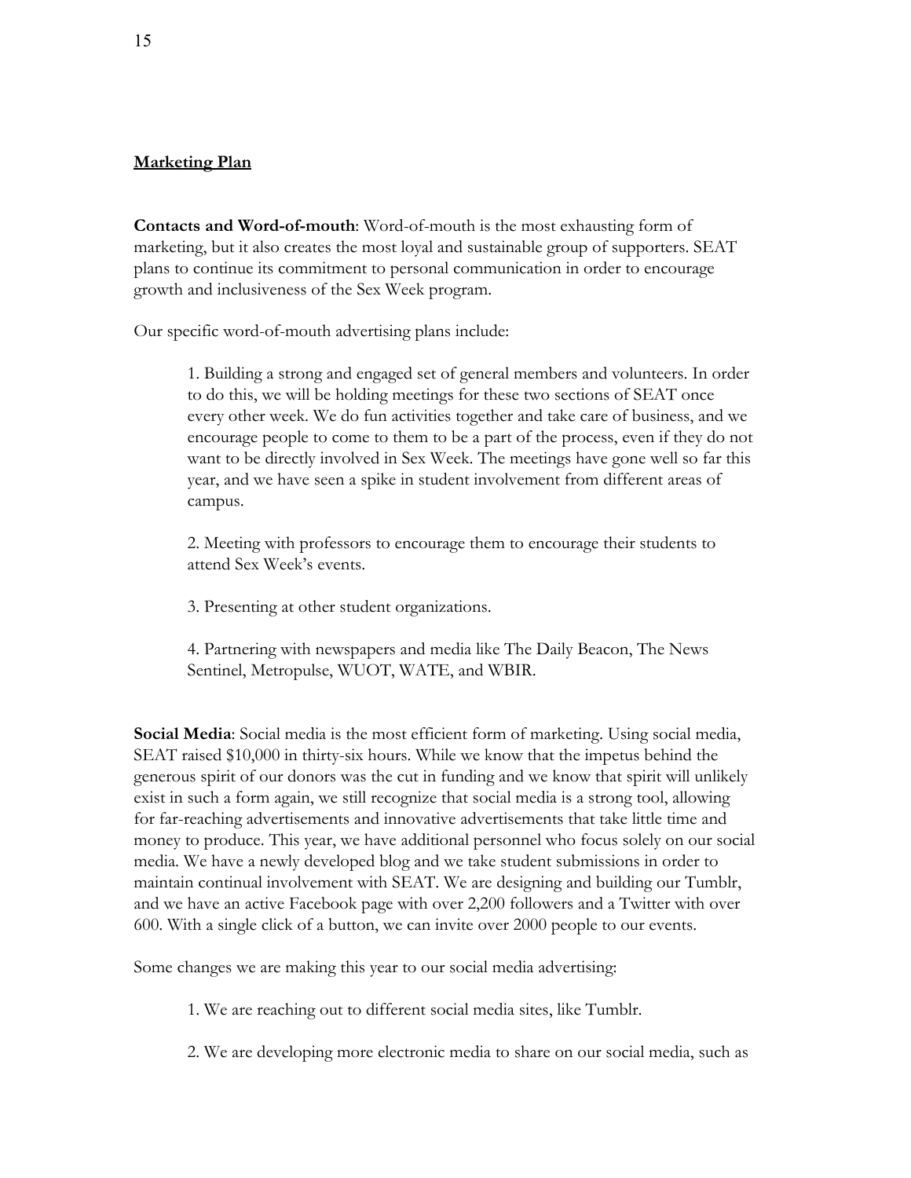## Marketing Plan

**Contacts and Word-of-mouth**: Word-of-mouth is the most exhausting form of marketing, but it also creates the most loyal and sustainable group of supporters. SEAT plans to continue its commitment to personal communication in order to encourage growth and inclusiveness of the Sex Week program.

Our specific word-of-mouth advertising plans include:

1. Building a strong and engaged set of general members and volunteers. In order to do this, we will be holding meetings for these two sections of SEAT once every other week. We do fun activities together and take care of business, and we encourage people to come to them to be a part of the process, even if they do not want to be directly involved in Sex Week. The meetings have gone well so far this year, and we have seen a spike in student involvement from different areas of campus.

2. Meeting with professors to encourage them to encourage their students to attend Sex Week's events.

3. Presenting at other student organizations.

4. Partnering with newspapers and media like The Daily Beacon, The News Sentinel, Metropulse, WUOT, WATE, and WBIR.

**Social Media**: Social media is the most efficient form of marketing. Using social media, SEAT raised $10,000 in thirty-six hours. While we know that the impetus behind the generous spirit of our donors was the cut in funding and we know that spirit will unlikely exist in such a form again, we still recognize that social media is a strong tool, allowing for far-reaching advertisements and innovative advertisements that take little time and money to produce. This year, we have additional personnel who focus solely on our social media. We have a newly developed blog and we take student submissions in order to maintain continual involvement with SEAT. We are designing and building our Tumblr, and we have an active Facebook page with over 2,200 followers and a Twitter with over 600. With a single click of a button, we can invite over 2000 people to our events.

Some changes we are making this year to our social media advertising:

1. We are reaching out to different social media sites, like Tumblr.

2. We are developing more electronic media to share on our social media, such as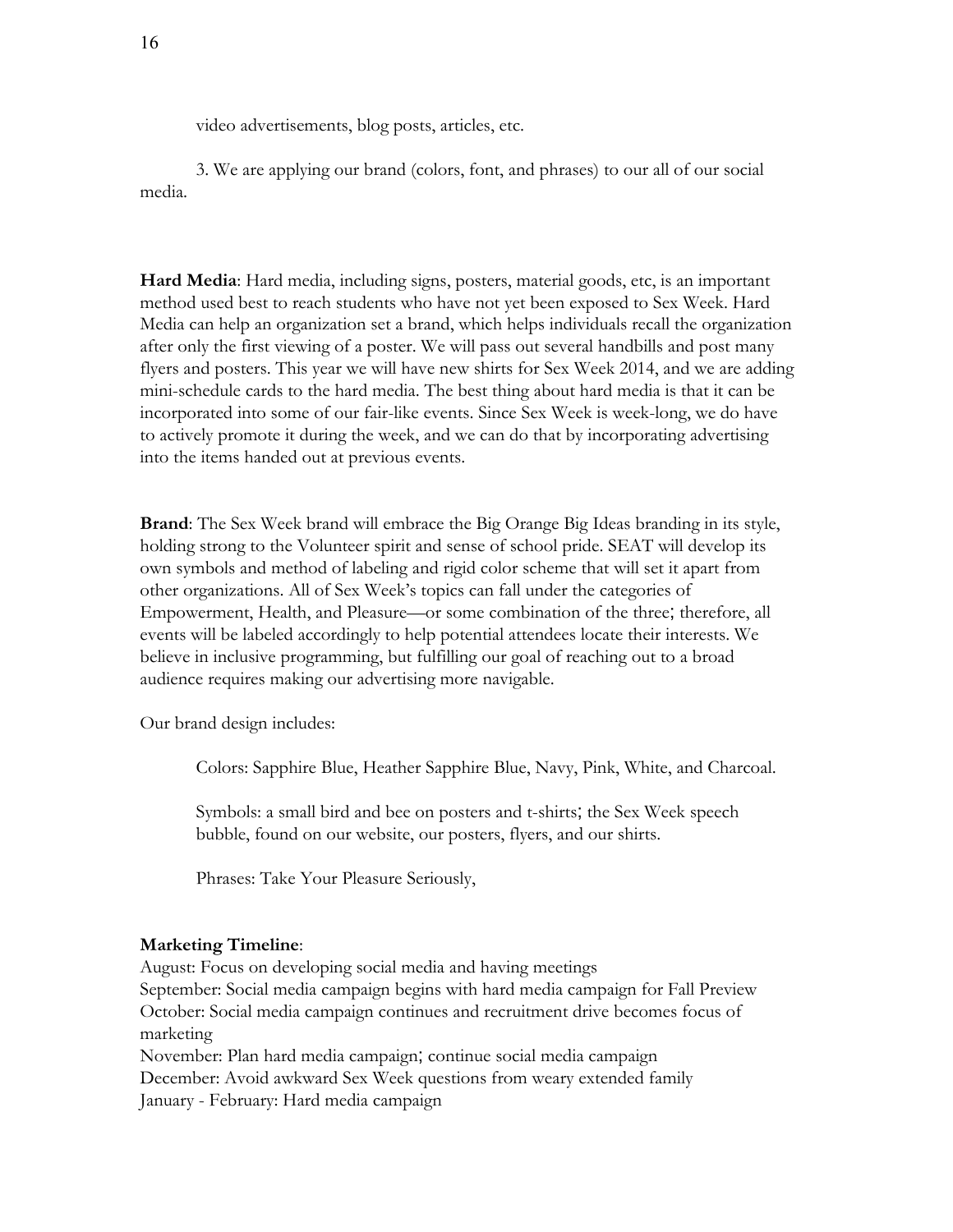video advertisements, blog posts, articles, etc.

3. We are applying our brand (colors, font, and phrases) to our all of our social media.

**Hard Media**: Hard media, including signs, posters, material goods, etc, is an important method used best to reach students who have not yet been exposed to Sex Week. Hard Media can help an organization set a brand, which helps individuals recall the organization after only the first viewing of a poster. We will pass out several handbills and post many flyers and posters. This year we will have new shirts for Sex Week 2014, and we are adding mini-schedule cards to the hard media. The best thing about hard media is that it can be incorporated into some of our fair-like events. Since Sex Week is week-long, we do have to actively promote it during the week, and we can do that by incorporating advertising into the items handed out at previous events.

**Brand**: The Sex Week brand will embrace the Big Orange Big Ideas branding in its style, holding strong to the Volunteer spirit and sense of school pride. SEAT will develop its own symbols and method of labeling and rigid color scheme that will set it apart from other organizations. All of Sex Week's topics can fall under the categories of Empowerment, Health, and Pleasure—or some combination of the three; therefore, all events will be labeled accordingly to help potential attendees locate their interests. We believe in inclusive programming, but fulfilling our goal of reaching out to a broad audience requires making our advertising more navigable.

Our brand design includes:

Colors: Sapphire Blue, Heather Sapphire Blue, Navy, Pink, White, and Charcoal.

Symbols: a small bird and bee on posters and t-shirts; the Sex Week speech bubble, found on our website, our posters, flyers, and our shirts.

Phrases: Take Your Pleasure Seriously,

**Marketing Timeline**:
August: Focus on developing social media and having meetings
September: Social media campaign begins with hard media campaign for Fall Preview
October: Social media campaign continues and recruitment drive becomes focus of marketing
November: Plan hard media campaign; continue social media campaign
December: Avoid awkward Sex Week questions from weary extended family
January - February: Hard media campaign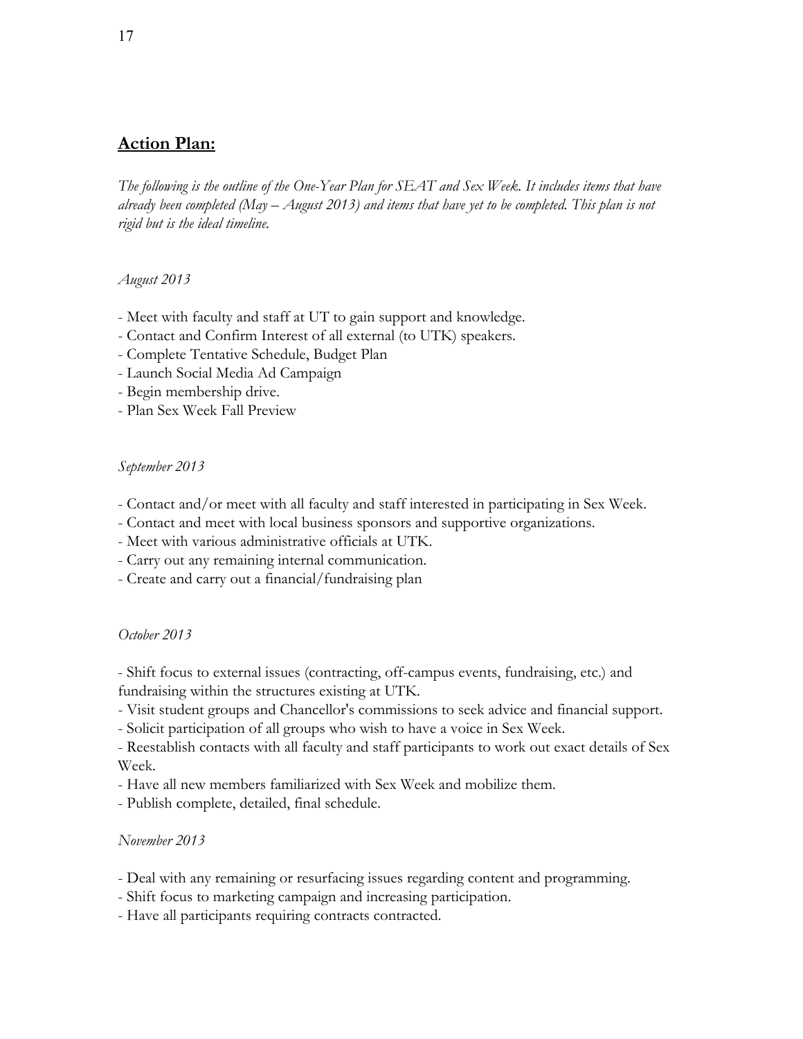## **Action Plan:**

*The following is the outline of the One-Year Plan for SEAT and Sex Week. It includes items that have already been completed (May – August 2013) and items that have yet to be completed. This plan is not rigid but is the ideal timeline.*

*August 2013*

- Meet with faculty and staff at UT to gain support and knowledge.
- Contact and Confirm Interest of all external (to UTK) speakers.
- Complete Tentative Schedule, Budget Plan
- Launch Social Media Ad Campaign
- Begin membership drive.
- Plan Sex Week Fall Preview

*September 2013*

- Contact and/or meet with all faculty and staff interested in participating in Sex Week.
- Contact and meet with local business sponsors and supportive organizations.
- Meet with various administrative officials at UTK.
- Carry out any remaining internal communication.
- Create and carry out a financial/fundraising plan

*October 2013*

- Shift focus to external issues (contracting, off-campus events, fundraising, etc.) and fundraising within the structures existing at UTK.
- Visit student groups and Chancellor's commissions to seek advice and financial support.
- Solicit participation of all groups who wish to have a voice in Sex Week.
- Reestablish contacts with all faculty and staff participants to work out exact details of Sex Week.
- Have all new members familiarized with Sex Week and mobilize them.
- Publish complete, detailed, final schedule.

*November 2013*

- Deal with any remaining or resurfacing issues regarding content and programming.
- Shift focus to marketing campaign and increasing participation.
- Have all participants requiring contracts contracted.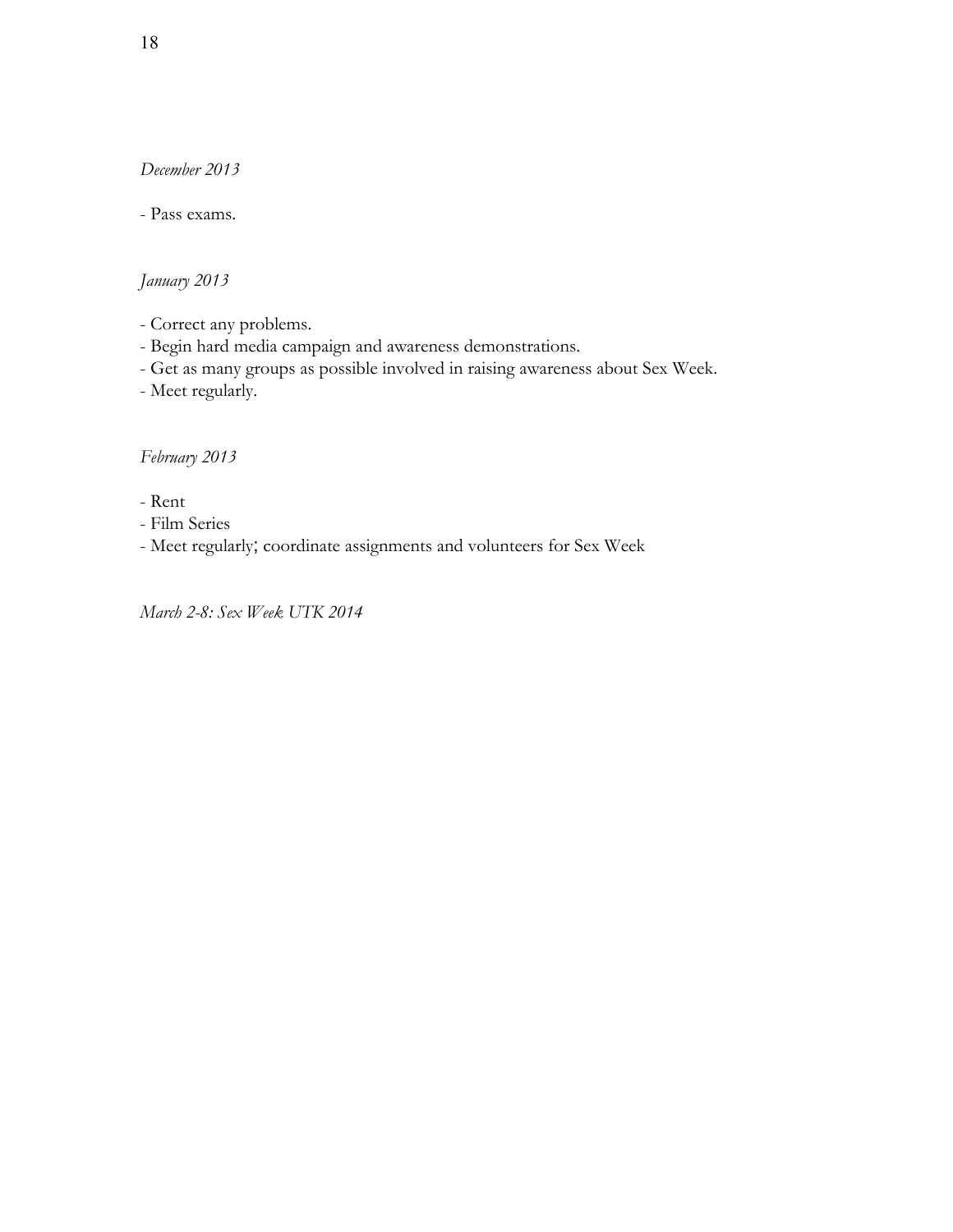*December 2013*

- Pass exams.

*January 2013*

- Correct any problems.
- Begin hard media campaign and awareness demonstrations.
- Get as many groups as possible involved in raising awareness about Sex Week.
- Meet regularly.

*February 2013*

- Rent
- Film Series
- Meet regularly; coordinate assignments and volunteers for Sex Week

*March 2-8: Sex Week UTK 2014*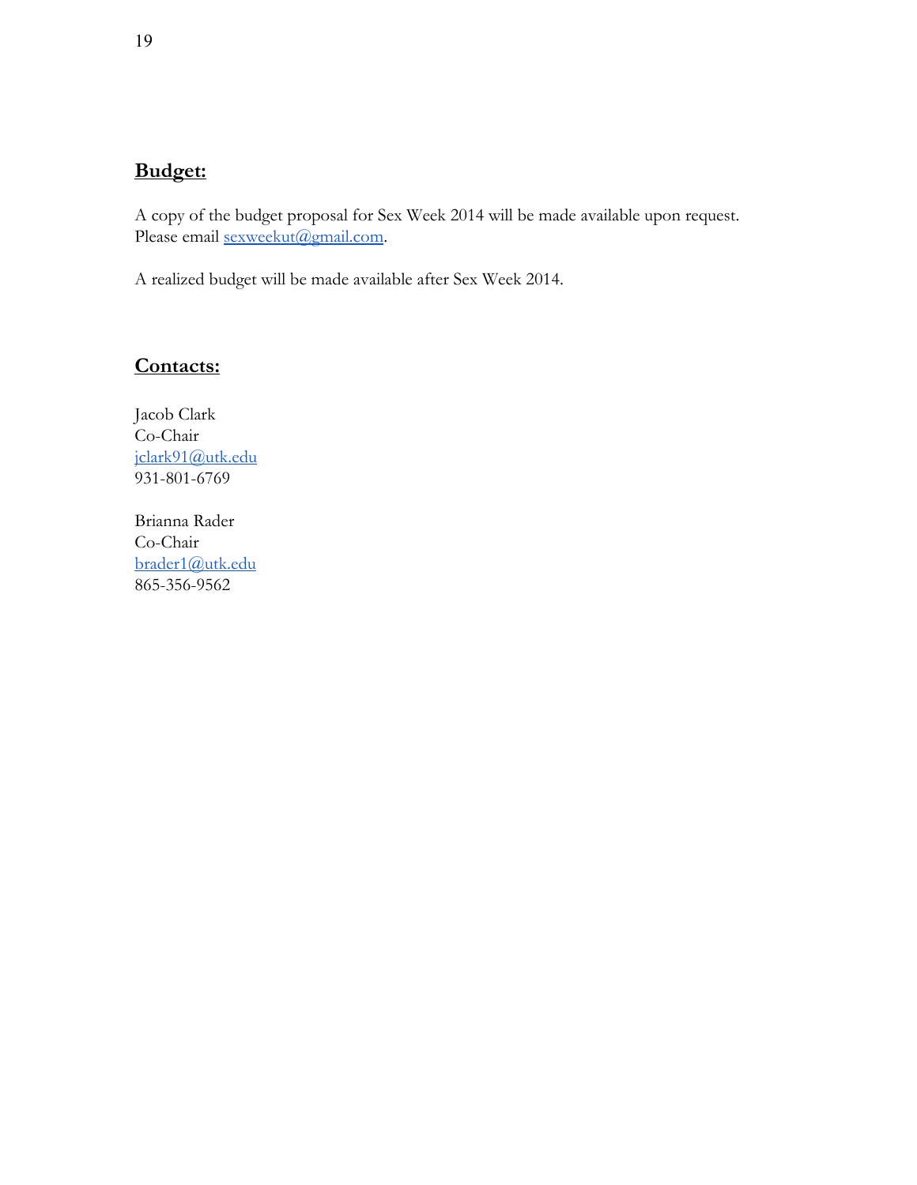## **Budget:**

A copy of the budget proposal for Sex Week 2014 will be made available upon request. Please email sexweekut@gmail.com.

A realized budget will be made available after Sex Week 2014.

## **Contacts:**

Jacob Clark
Co-Chair
jclark91@utk.edu
931-801-6769

Brianna Rader
Co-Chair
brader1@utk.edu
865-356-9562